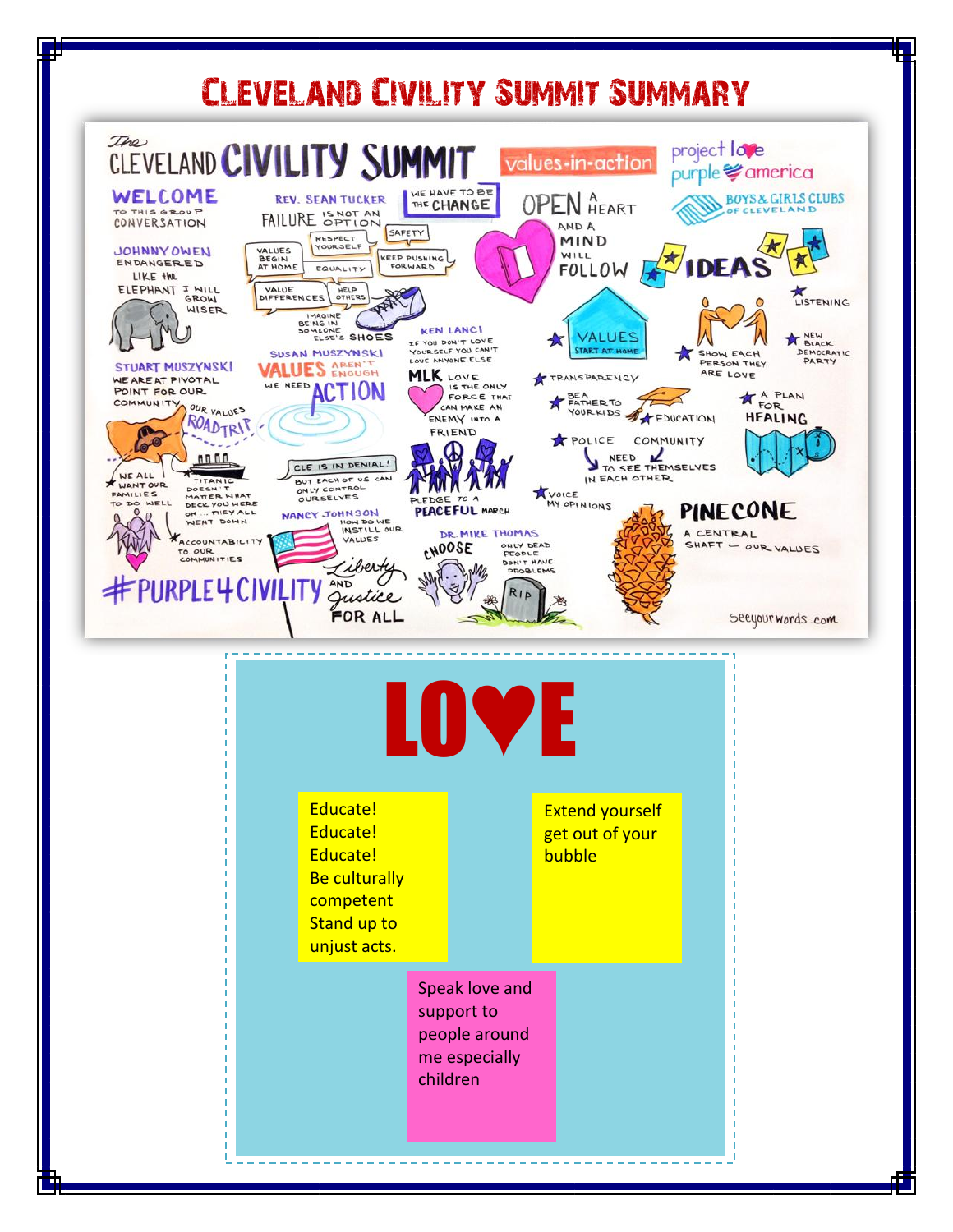# Cleveland Civility Summit Summary

# LOVE

Educate!
Educate!
Educate!
Be culturally competent
Stand up to unjust acts.

Extend yourself get out of your bubble

Speak love and support to people around me especially children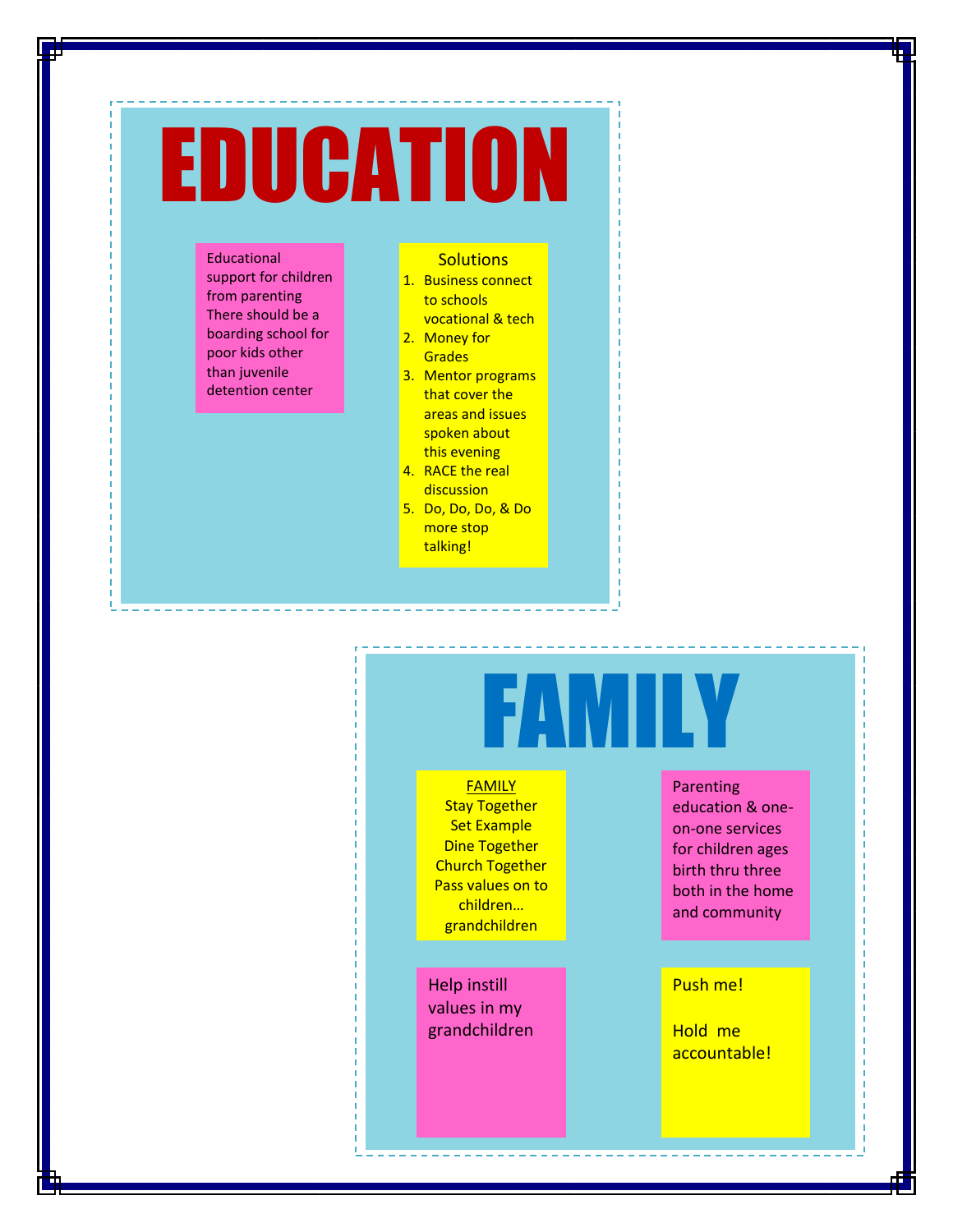# EDUCATION

Educational support for children from parenting
There should be a boarding school for poor kids other than juvenile detention center

Solutions

1. Business connect to schools vocational & tech
2. Money for Grades
3. Mentor programs that cover the areas and issues spoken about this evening
4. RACE the real discussion
5. Do, Do, Do, & Do more stop talking!

# FAMILY

FAMILY
Stay Together
Set Example
Dine Together
Church Together
Pass values on to children… grandchildren

Parenting education & one-on-one services for children ages birth thru three both in the home and community

Help instill values in my grandchildren

Push me!

Hold me accountable!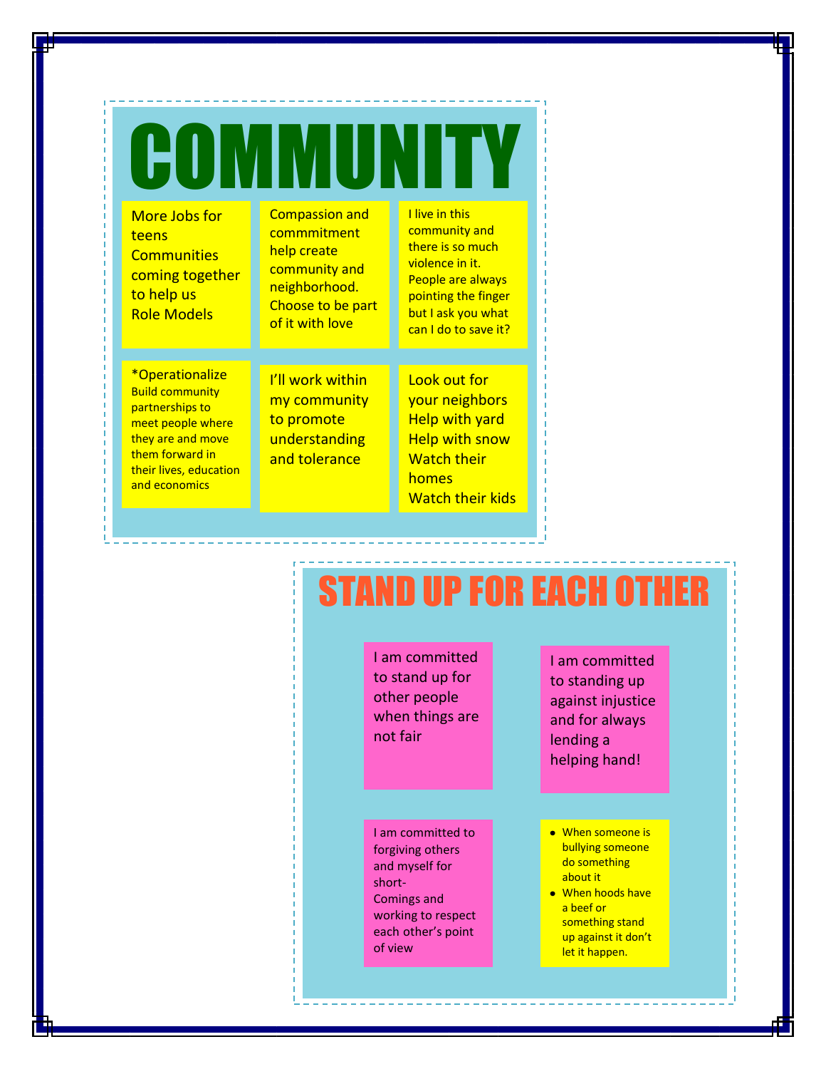# COMMUNITY

More Jobs for teens
Communities coming together to help us
Role Models

Compassion and commmitment help create community and neighborhood. Choose to be part of it with love

I live in this community and there is so much violence in it. People are always pointing the finger but I ask you what can I do to save it?

*Operationalize
Build community partnerships to meet people where they are and move them forward in their lives, education and economics

I'll work within my community to promote understanding and tolerance

Look out for your neighbors
Help with yard
Help with snow
Watch their homes
Watch their kids

# STAND UP FOR EACH OTHER

I am committed to stand up for other people when things are not fair

I am committed to standing up against injustice and for always lending a helping hand!

I am committed to forgiving others and myself for short-
Comings and working to respect each other's point of view

- When someone is bullying someone do something about it
- When hoods have a beef or something stand up against it don't let it happen.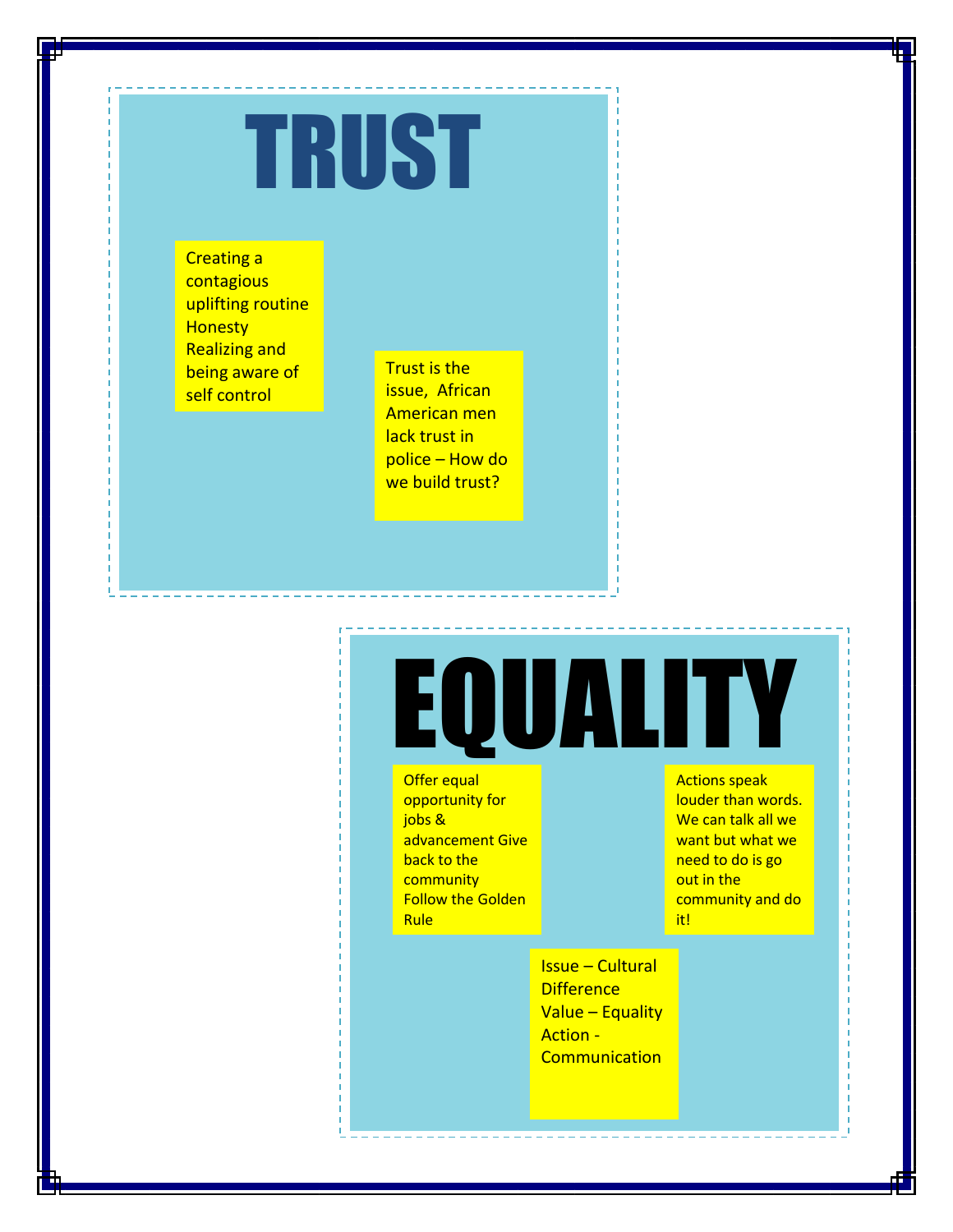# TRUST

Creating a contagious uplifting routine
Honesty
Realizing and being aware of self control

Trust is the issue, African American men lack trust in police – How do we build trust?

# EQUALITY

Offer equal opportunity for jobs & advancement Give back to the community Follow the Golden Rule

Actions speak louder than words. We can talk all we want but what we need to do is go out in the community and do it!

Issue – Cultural Difference
Value – Equality
Action - Communication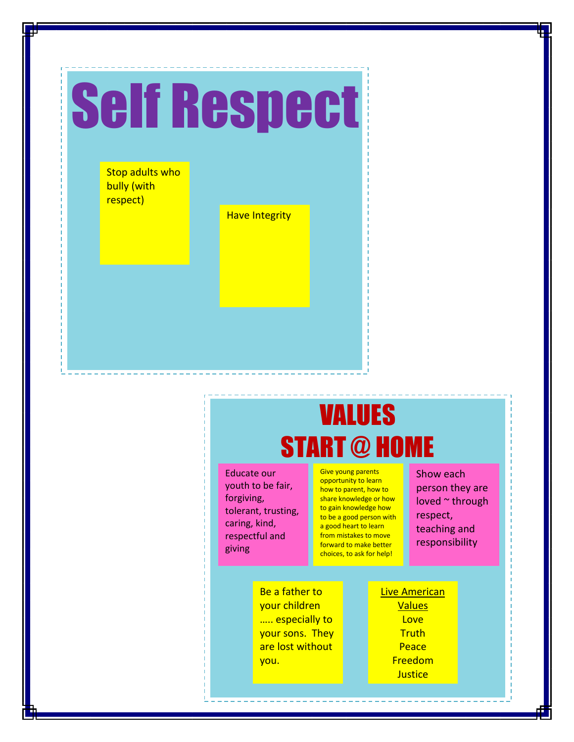# Self Respect

Stop adults who bully (with respect)

Have Integrity

# VALUES START @ HOME

Educate our youth to be fair, forgiving, tolerant, trusting, caring, kind, respectful and giving

Give young parents opportunity to learn how to parent, how to share knowledge or how to gain knowledge how to be a good person with a good heart to learn from mistakes to move forward to make better choices, to ask for help!

Show each person they are loved ~ through respect, teaching and responsibility

Be a father to your children ….. especially to your sons. They are lost without you.

<u>Live American Values</u>

Love
Truth
Peace
Freedom
Justice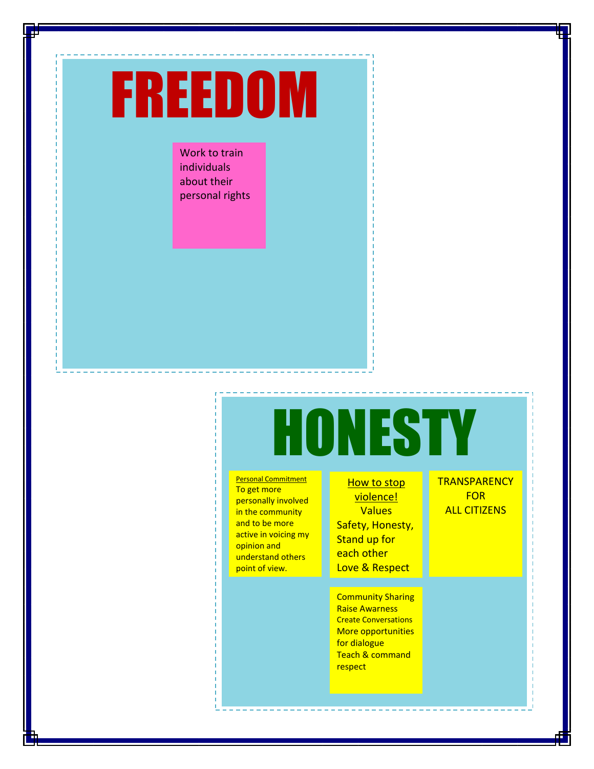# FREEDOM

Work to train individuals about their personal rights

# HONESTY

Personal Commitment
To get more personally involved in the community and to be more active in voicing my opinion and understand others point of view.

How to stop violence!
Values
Safety, Honesty,
Stand up for each other
Love & Respect

TRANSPARENCY FOR ALL CITIZENS

Community Sharing
Raise Awarness
Create Conversations
More opportunities for dialogue
Teach & command respect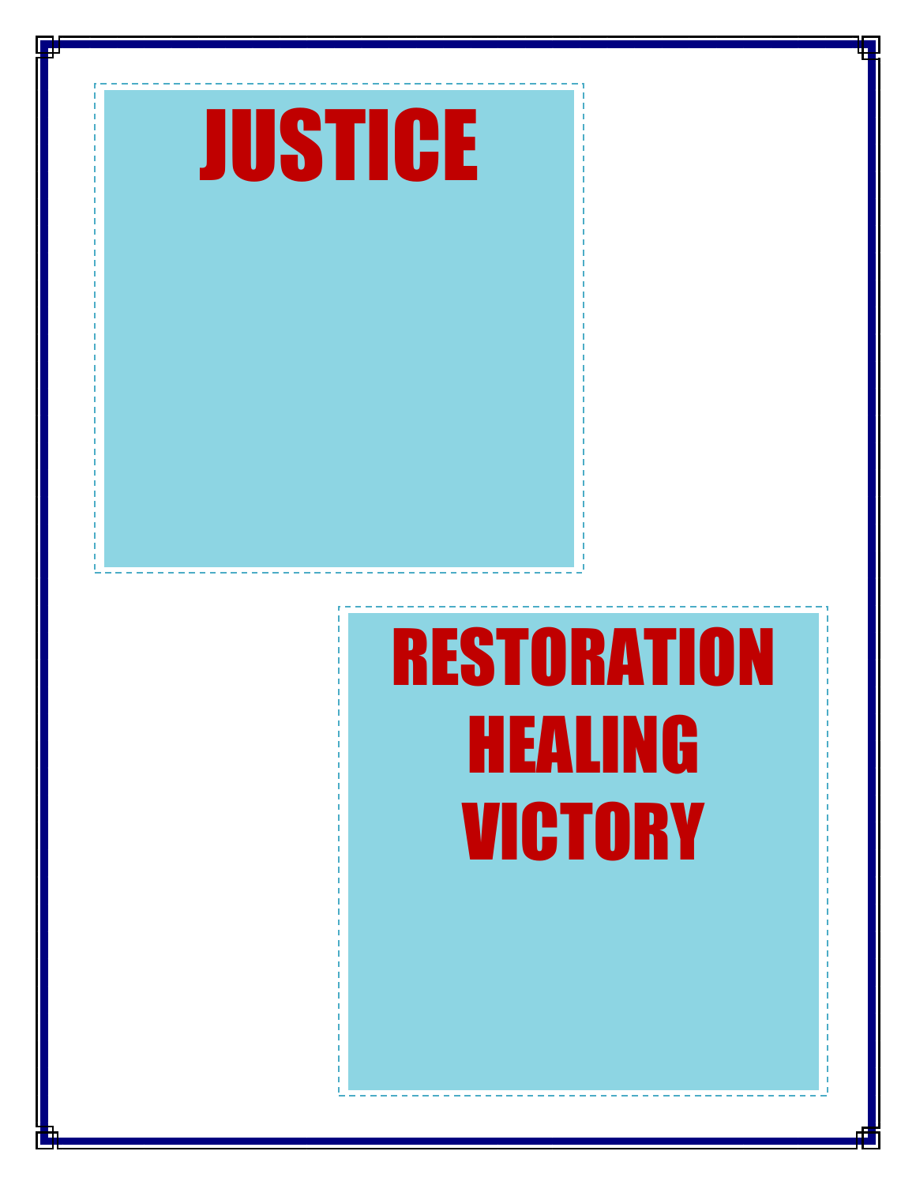# JUSTICE

# RESTORATION
# HEALING
# VICTORY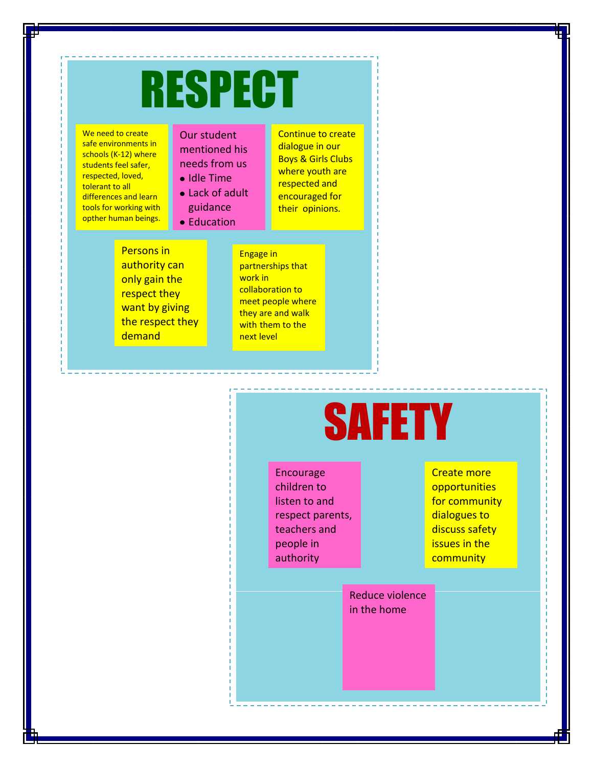# RESPECT

We need to create safe environments in schools (K-12) where students feel safer, respected, loved, tolerant to all differences and learn tools for working with opther human beings.

Our student mentioned his needs from us

- Idle Time
- Lack of adult guidance
- Education

Continue to create dialogue in our Boys & Girls Clubs where youth are respected and encouraged for their opinions.

Persons in authority can only gain the respect they want by giving the respect they demand

Engage in partnerships that work in collaboration to meet people where they are and walk with them to the next level

# SAFETY

Encourage children to listen to and respect parents, teachers and people in authority

Create more opportunities for community dialogues to discuss safety issues in the community

Reduce violence in the home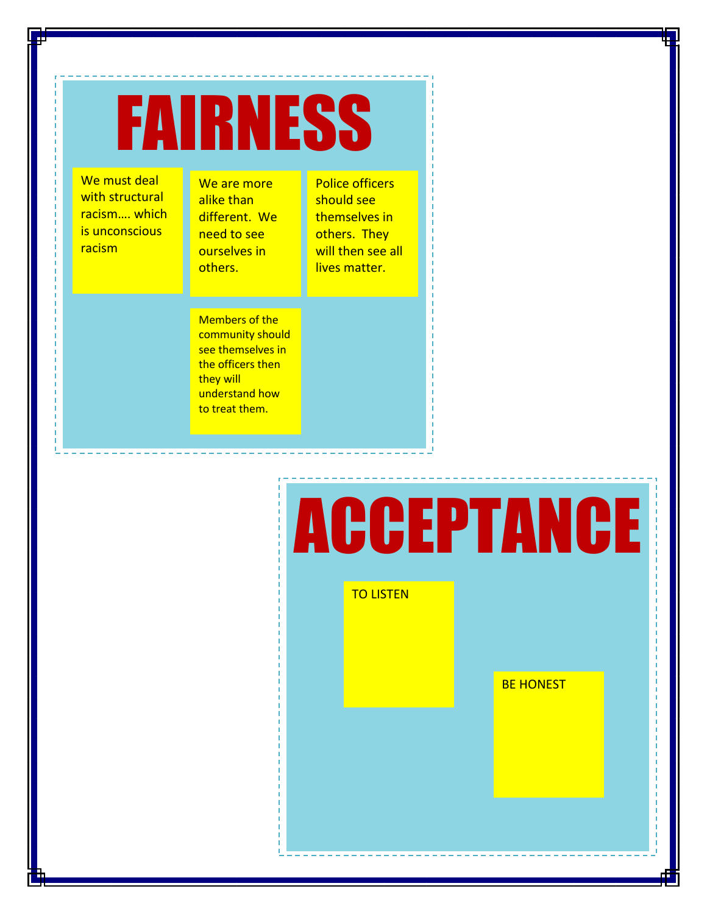# FAIRNESS

- We must deal with structural racism…. which is unconscious racism
- We are more alike than different. We need to see ourselves in others.
- Police officers should see themselves in others. They will then see all lives matter.
- Members of the community should see themselves in the officers then they will understand how to treat them.

# ACCEPTANCE

- TO LISTEN
- BE HONEST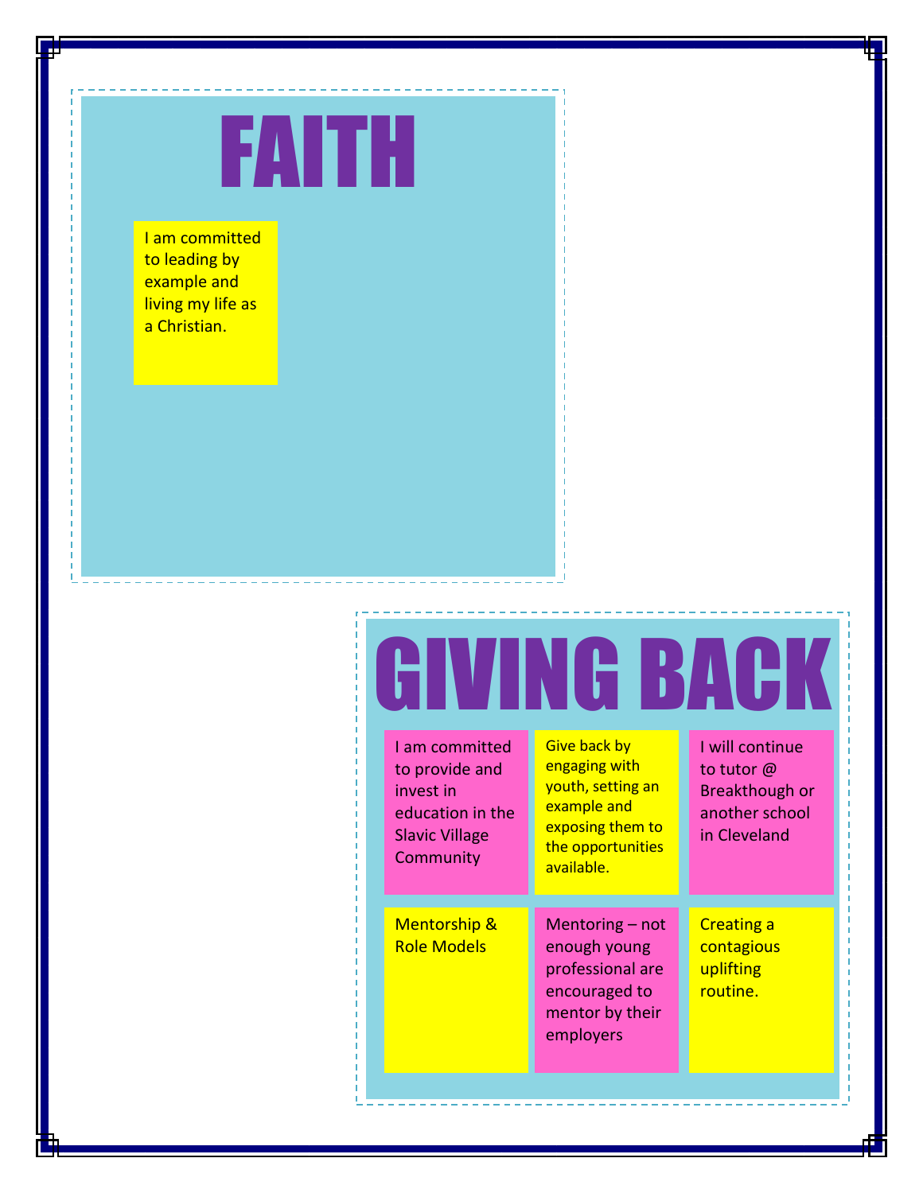# FAITH

I am committed to leading by example and living my life as a Christian.

# GIVING BACK

I am committed to provide and invest in education in the Slavic Village Community

Give back by engaging with youth, setting an example and exposing them to the opportunities available.

I will continue to tutor @ Breakthough or another school in Cleveland

Mentorship & Role Models

Mentoring – not enough young professional are encouraged to mentor by their employers

Creating a contagious uplifting routine.